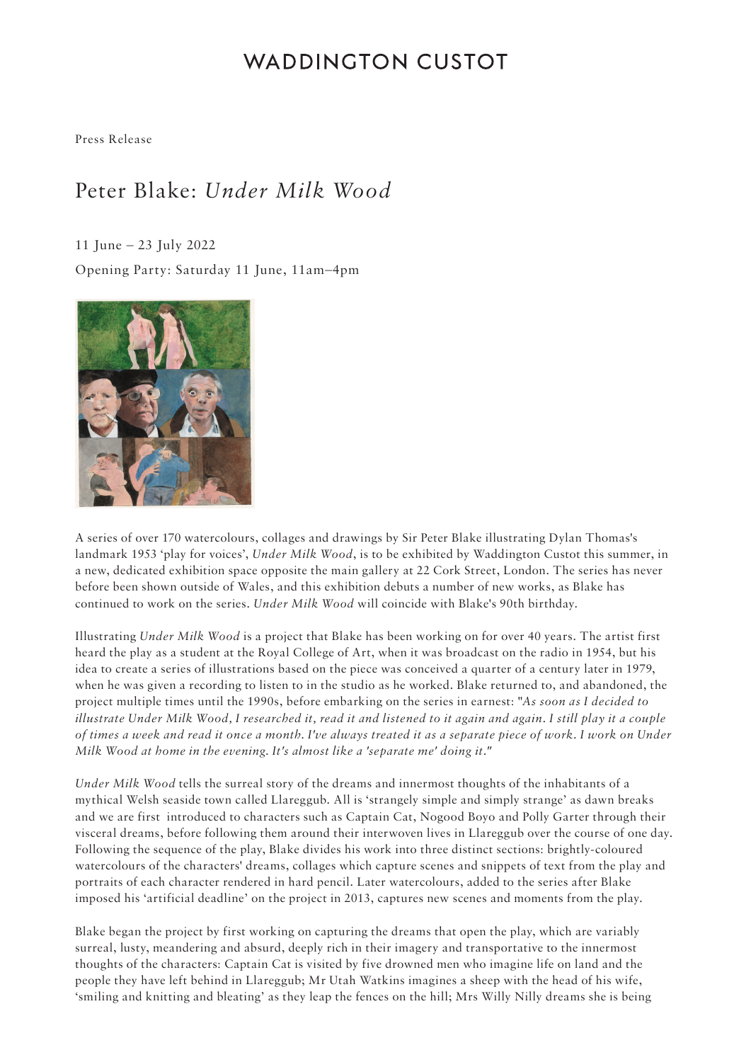WADDINGTON CUSTOT

Press Release

# Peter Blake: *Under Milk Wood*

11 June – 23 July 2022

Opening Party: Saturday 11 June, 11am–4pm

A series of over 170 watercolours, collages and drawings by Sir Peter Blake illustrating Dylan Thomas's landmark 1953 'play for voices', *Under Milk Wood*, is to be exhibited by Waddington Custot this summer, in a new, dedicated exhibition space opposite the main gallery at 22 Cork Street, London. The series has never before been shown outside of Wales, and this exhibition debuts a number of new works, as Blake has continued to work on the series. *Under Milk Wood* will coincide with Blake's 90th birthday.

Illustrating *Under Milk Wood* is a project that Blake has been working on for over 40 years. The artist first heard the play as a student at the Royal College of Art, when it was broadcast on the radio in 1954, but his idea to create a series of illustrations based on the piece was conceived a quarter of a century later in 1979, when he was given a recording to listen to in the studio as he worked. Blake returned to, and abandoned, the project multiple times until the 1990s, before embarking on the series in earnest: "*As soon as I decided to illustrate Under Milk Wood, I researched it, read it and listened to it again and again. I still play it a couple of times a week and read it once a month. I've always treated it as a separate piece of work. I work on Under Milk Wood at home in the evening. It's almost like a 'separate me' doing it.*"

*Under Milk Wood* tells the surreal story of the dreams and innermost thoughts of the inhabitants of a mythical Welsh seaside town called Llareggub. All is 'strangely simple and simply strange' as dawn breaks and we are first introduced to characters such as Captain Cat, Nogood Boyo and Polly Garter through their visceral dreams, before following them around their interwoven lives in Llareggub over the course of one day. Following the sequence of the play, Blake divides his work into three distinct sections: brightly-coloured watercolours of the characters' dreams, collages which capture scenes and snippets of text from the play and portraits of each character rendered in hard pencil. Later watercolours, added to the series after Blake imposed his 'artificial deadline' on the project in 2013, captures new scenes and moments from the play.

Blake began the project by first working on capturing the dreams that open the play, which are variably surreal, lusty, meandering and absurd, deeply rich in their imagery and transportative to the innermost thoughts of the characters: Captain Cat is visited by five drowned men who imagine life on land and the people they have left behind in Llareggub; Mr Utah Watkins imagines a sheep with the head of his wife, 'smiling and knitting and bleating' as they leap the fences on the hill; Mrs Willy Nilly dreams she is being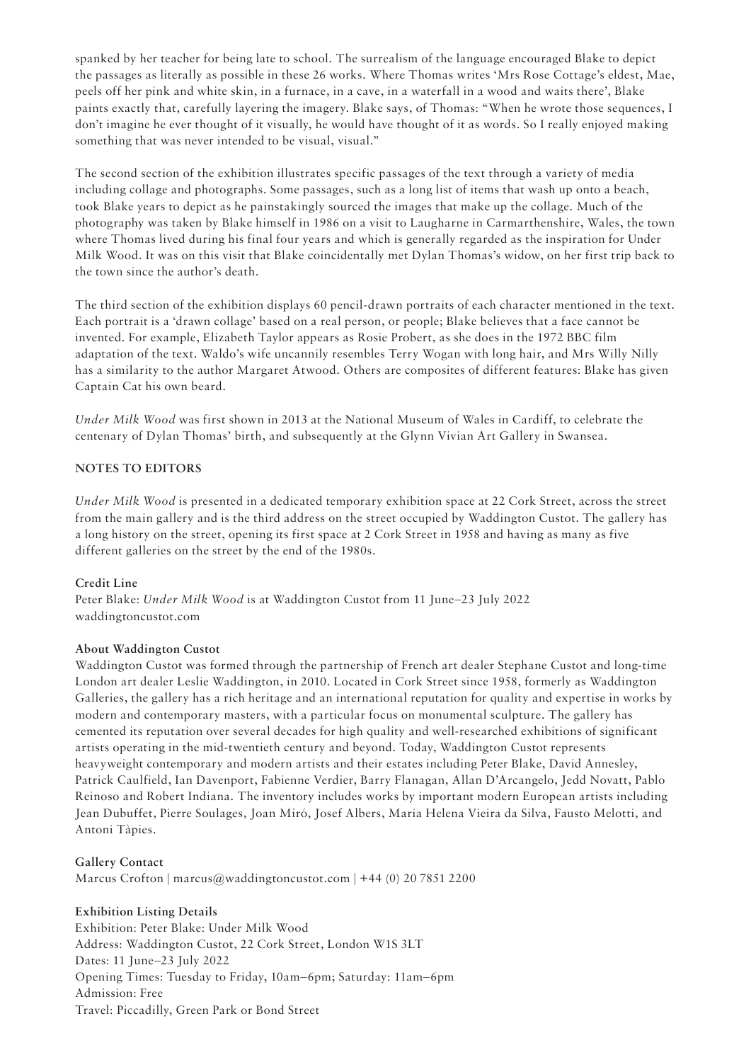spanked by her teacher for being late to school. The surrealism of the language encouraged Blake to depict the passages as literally as possible in these 26 works. Where Thomas writes 'Mrs Rose Cottage's eldest, Mae, peels off her pink and white skin, in a furnace, in a cave, in a waterfall in a wood and waits there', Blake paints exactly that, carefully layering the imagery. Blake says, of Thomas: "When he wrote those sequences, I don't imagine he ever thought of it visually, he would have thought of it as words. So I really enjoyed making something that was never intended to be visual, visual."

The second section of the exhibition illustrates specific passages of the text through a variety of media including collage and photographs. Some passages, such as a long list of items that wash up onto a beach, took Blake years to depict as he painstakingly sourced the images that make up the collage. Much of the photography was taken by Blake himself in 1986 on a visit to Laugharne in Carmarthenshire, Wales, the town where Thomas lived during his final four years and which is generally regarded as the inspiration for Under Milk Wood. It was on this visit that Blake coincidentally met Dylan Thomas's widow, on her first trip back to the town since the author's death.

The third section of the exhibition displays 60 pencil-drawn portraits of each character mentioned in the text. Each portrait is a 'drawn collage' based on a real person, or people; Blake believes that a face cannot be invented. For example, Elizabeth Taylor appears as Rosie Probert, as she does in the 1972 BBC film adaptation of the text. Waldo's wife uncannily resembles Terry Wogan with long hair, and Mrs Willy Nilly has a similarity to the author Margaret Atwood. Others are composites of different features: Blake has given Captain Cat his own beard.

*Under Milk Wood* was first shown in 2013 at the National Museum of Wales in Cardiff, to celebrate the centenary of Dylan Thomas' birth, and subsequently at the Glynn Vivian Art Gallery in Swansea.

## NOTES TO EDITORS

*Under Milk Wood* is presented in a dedicated temporary exhibition space at 22 Cork Street, across the street from the main gallery and is the third address on the street occupied by Waddington Custot. The gallery has a long history on the street, opening its first space at 2 Cork Street in 1958 and having as many as five different galleries on the street by the end of the 1980s.

### Credit Line

Peter Blake: *Under Milk Wood* is at Waddington Custot from 11 June–23 July 2022
waddingtoncustot.com

### About Waddington Custot

Waddington Custot was formed through the partnership of French art dealer Stephane Custot and long-time London art dealer Leslie Waddington, in 2010. Located in Cork Street since 1958, formerly as Waddington Galleries, the gallery has a rich heritage and an international reputation for quality and expertise in works by modern and contemporary masters, with a particular focus on monumental sculpture. The gallery has cemented its reputation over several decades for high quality and well-researched exhibitions of significant artists operating in the mid-twentieth century and beyond. Today, Waddington Custot represents heavyweight contemporary and modern artists and their estates including Peter Blake, David Annesley, Patrick Caulfield, Ian Davenport, Fabienne Verdier, Barry Flanagan, Allan D'Arcangelo, Jedd Novatt, Pablo Reinoso and Robert Indiana. The inventory includes works by important modern European artists including Jean Dubuffet, Pierre Soulages, Joan Miró, Josef Albers, Maria Helena Vieira da Silva, Fausto Melotti, and Antoni Tàpies.

### Gallery Contact

Marcus Crofton | marcus@waddingtoncustot.com | +44 (0) 20 7851 2200

### Exhibition Listing Details

Exhibition: Peter Blake: Under Milk Wood
Address: Waddington Custot, 22 Cork Street, London W1S 3LT
Dates: 11 June–23 July 2022
Opening Times: Tuesday to Friday, 10am–6pm; Saturday: 11am–6pm
Admission: Free
Travel: Piccadilly, Green Park or Bond Street